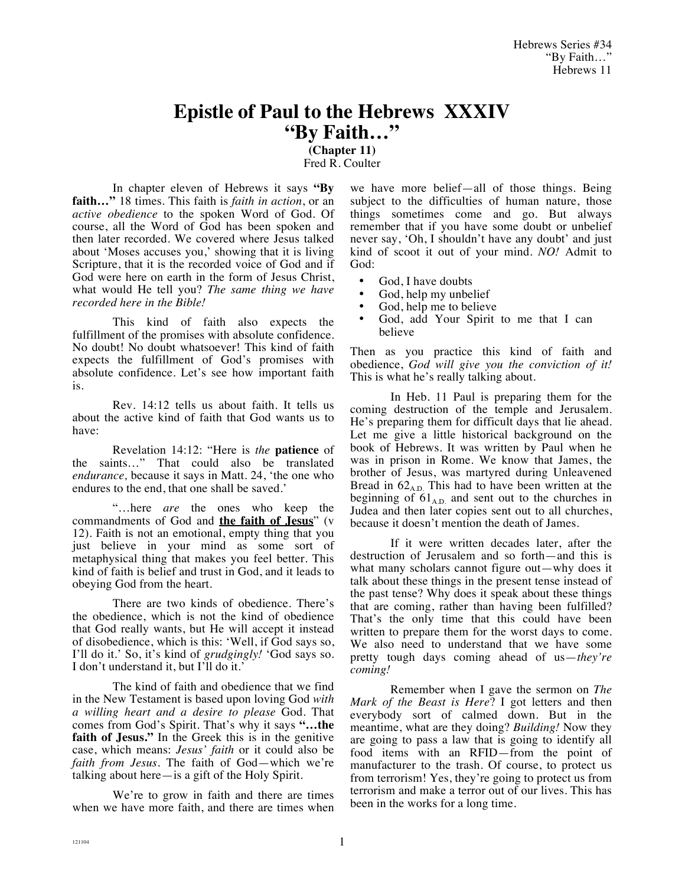# Epistle of Paul to the Hebrews XXXIV
# "By Faith…"
**(Chapter 11)**
Fred R. Coulter

In chapter eleven of Hebrews it says **"By faith…"** 18 times. This faith is *faith in action*, or an *active obedience* to the spoken Word of God. Of course, all the Word of God has been spoken and then later recorded. We covered where Jesus talked about 'Moses accuses you,' showing that it is living Scripture, that it is the recorded voice of God and if God were here on earth in the form of Jesus Christ, what would He tell you? *The same thing we have recorded here in the Bible!*

This kind of faith also expects the fulfillment of the promises with absolute confidence. No doubt! No doubt whatsoever! This kind of faith expects the fulfillment of God's promises with absolute confidence. Let's see how important faith is.

Rev. 14:12 tells us about faith. It tells us about the active kind of faith that God wants us to have:

Revelation 14:12: "Here is *the* **patience** of the saints…" That could also be translated *endurance,* because it says in Matt. 24, 'the one who endures to the end, that one shall be saved.'

"…here *are* the ones who keep the commandments of God and **the faith of Jesus**" (v 12). Faith is not an emotional, empty thing that you just believe in your mind as some sort of metaphysical thing that makes you feel better. This kind of faith is belief and trust in God, and it leads to obeying God from the heart.

There are two kinds of obedience. There's the obedience, which is not the kind of obedience that God really wants, but He will accept it instead of disobedience, which is this: 'Well, if God says so, I'll do it.' So, it's kind of *grudgingly!* 'God says so. I don't understand it, but I'll do it.'

The kind of faith and obedience that we find in the New Testament is based upon loving God *with a willing heart and a desire to please* God. That comes from God's Spirit. That's why it says **"…the faith of Jesus."** In the Greek this is in the genitive case, which means: *Jesus' faith* or it could also be *faith from Jesus*. The faith of God—which we're talking about here—is a gift of the Holy Spirit.

We're to grow in faith and there are times when we have more faith, and there are times when we have more belief—all of those things. Being subject to the difficulties of human nature, those things sometimes come and go. But always remember that if you have some doubt or unbelief never say, 'Oh, I shouldn't have any doubt' and just kind of scoot it out of your mind. *NO!* Admit to God:

- God, I have doubts
- God, help my unbelief
- God, help me to believe
- God, add Your Spirit to me that I can believe

Then as you practice this kind of faith and obedience, *God will give you the conviction of it!* This is what he's really talking about.

In Heb. 11 Paul is preparing them for the coming destruction of the temple and Jerusalem. He's preparing them for difficult days that lie ahead. Let me give a little historical background on the book of Hebrews. It was written by Paul when he was in prison in Rome. We know that James, the brother of Jesus, was martyred during Unleavened Bread in $62_{\text{A.D.}}$ This had to have been written at the beginning of $61_{\text{A.D.}}$ and sent out to the churches in Judea and then later copies sent out to all churches, because it doesn't mention the death of James.

If it were written decades later, after the destruction of Jerusalem and so forth—and this is what many scholars cannot figure out—why does it talk about these things in the present tense instead of the past tense? Why does it speak about these things that are coming, rather than having been fulfilled? That's the only time that this could have been written to prepare them for the worst days to come. We also need to understand that we have some pretty tough days coming ahead of us—*they're coming!*

Remember when I gave the sermon on *The Mark of the Beast is Here*? I got letters and then everybody sort of calmed down. But in the meantime, what are they doing? *Building!* Now they are going to pass a law that is going to identify all food items with an RFID—from the point of manufacturer to the trash. Of course, to protect us from terrorism! Yes, they're going to protect us from terrorism and make a terror out of our lives. This has been in the works for a long time.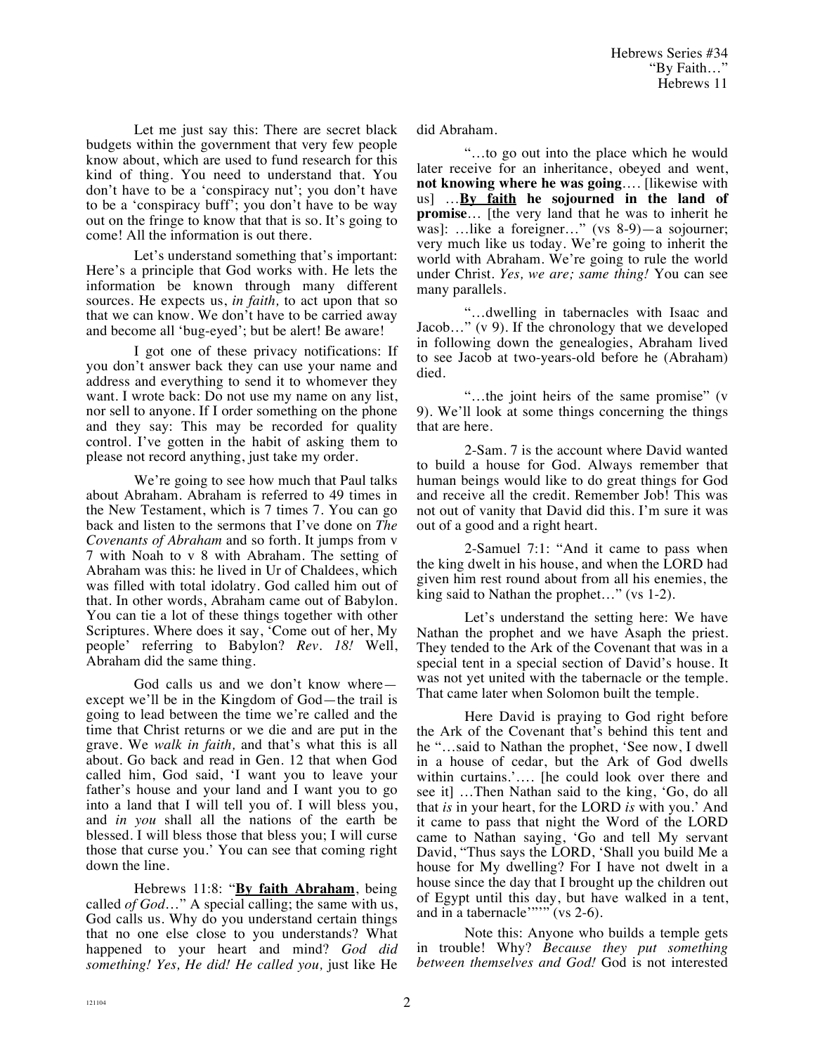Let me just say this: There are secret black budgets within the government that very few people know about, which are used to fund research for this kind of thing. You need to understand that. You don't have to be a 'conspiracy nut'; you don't have to be a 'conspiracy buff'; you don't have to be way out on the fringe to know that that is so. It's going to come! All the information is out there.

Let's understand something that's important: Here's a principle that God works with. He lets the information be known through many different sources. He expects us, *in faith,* to act upon that so that we can know. We don't have to be carried away and become all 'bug-eyed'; but be alert! Be aware!

I got one of these privacy notifications: If you don't answer back they can use your name and address and everything to send it to whomever they want. I wrote back: Do not use my name on any list, nor sell to anyone. If I order something on the phone and they say: This may be recorded for quality control. I've gotten in the habit of asking them to please not record anything, just take my order.

We're going to see how much that Paul talks about Abraham. Abraham is referred to 49 times in the New Testament, which is 7 times 7. You can go back and listen to the sermons that I've done on *The Covenants of Abraham* and so forth. It jumps from v 7 with Noah to v 8 with Abraham. The setting of Abraham was this: he lived in Ur of Chaldees, which was filled with total idolatry. God called him out of that. In other words, Abraham came out of Babylon. You can tie a lot of these things together with other Scriptures. Where does it say, 'Come out of her, My people' referring to Babylon? *Rev. 18!* Well, Abraham did the same thing.

God calls us and we don't know where—except we'll be in the Kingdom of God—the trail is going to lead between the time we're called and the time that Christ returns or we die and are put in the grave. We *walk in faith,* and that's what this is all about. Go back and read in Gen. 12 that when God called him, God said, 'I want you to leave your father's house and your land and I want you to go into a land that I will tell you of. I will bless you, and *in you* shall all the nations of the earth be blessed. I will bless those that bless you; I will curse those that curse you.' You can see that coming right down the line.

Hebrews 11:8: "**By faith Abraham**, being called *of God*…" A special calling; the same with us, God calls us. Why do you understand certain things that no one else close to you understands? What happened to your heart and mind? *God did something! Yes, He did! He called you,* just like He did Abraham.

"…to go out into the place which he would later receive for an inheritance, obeyed and went, **not knowing where he was going**…. [likewise with us] …**By faith he sojourned in the land of promise**… [the very land that he was to inherit he was]: …like a foreigner…" (vs 8-9)—a sojourner; very much like us today. We're going to inherit the world with Abraham. We're going to rule the world under Christ. *Yes, we are; same thing!* You can see many parallels.

"…dwelling in tabernacles with Isaac and Jacob…" (v 9). If the chronology that we developed in following down the genealogies, Abraham lived to see Jacob at two-years-old before he (Abraham) died.

"…the joint heirs of the same promise" (v 9). We'll look at some things concerning the things that are here.

2-Sam. 7 is the account where David wanted to build a house for God. Always remember that human beings would like to do great things for God and receive all the credit. Remember Job! This was not out of vanity that David did this. I'm sure it was out of a good and a right heart.

2-Samuel 7:1: "And it came to pass when the king dwelt in his house, and when the LORD had given him rest round about from all his enemies, the king said to Nathan the prophet…" (vs 1-2).

Let's understand the setting here: We have Nathan the prophet and we have Asaph the priest. They tended to the Ark of the Covenant that was in a special tent in a special section of David's house. It was not yet united with the tabernacle or the temple. That came later when Solomon built the temple.

Here David is praying to God right before the Ark of the Covenant that's behind this tent and he "…said to Nathan the prophet, 'See now, I dwell in a house of cedar, but the Ark of God dwells within curtains.'…. [he could look over there and see it] …Then Nathan said to the king, 'Go, do all that *is* in your heart, for the LORD *is* with you.' And it came to pass that night the Word of the LORD came to Nathan saying, 'Go and tell My servant David, "Thus says the LORD, 'Shall you build Me a house for My dwelling? For I have not dwelt in a house since the day that I brought up the children out of Egypt until this day, but have walked in a tent, and in a tabernacle'"'" (vs 2-6).

Note this: Anyone who builds a temple gets in trouble! Why? *Because they put something between themselves and God!* God is not interested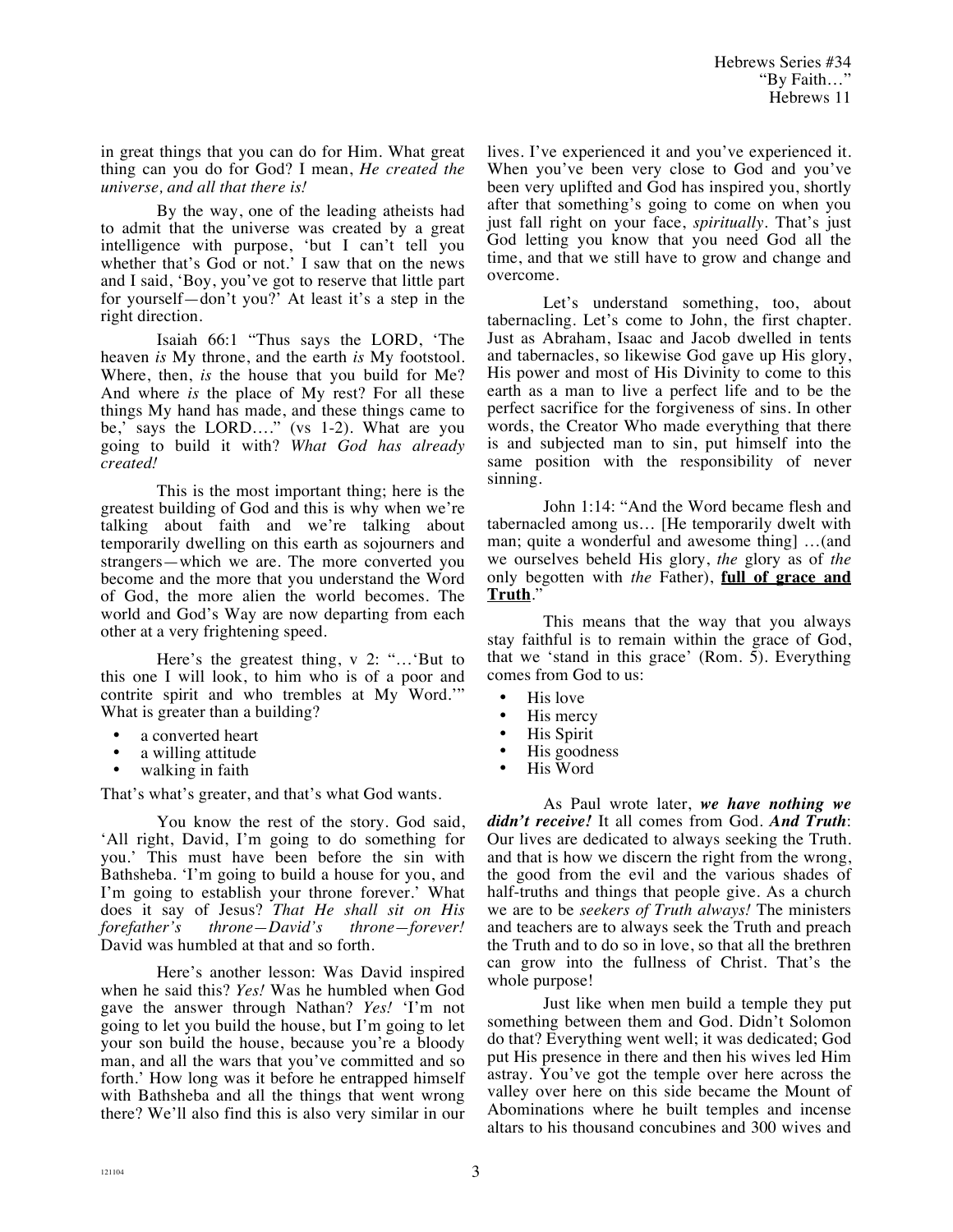in great things that you can do for Him. What great thing can you do for God? I mean, *He created the universe, and all that there is!*

By the way, one of the leading atheists had to admit that the universe was created by a great intelligence with purpose, 'but I can't tell you whether that's God or not.' I saw that on the news and I said, 'Boy, you've got to reserve that little part for yourself—don't you?' At least it's a step in the right direction.

Isaiah 66:1 "Thus says the LORD, 'The heaven *is* My throne, and the earth *is* My footstool. Where, then, *is* the house that you build for Me? And where *is* the place of My rest? For all these things My hand has made, and these things came to be,' says the LORD…." (vs 1-2). What are you going to build it with? *What God has already created!*

This is the most important thing; here is the greatest building of God and this is why when we're talking about faith and we're talking about temporarily dwelling on this earth as sojourners and strangers—which we are. The more converted you become and the more that you understand the Word of God, the more alien the world becomes. The world and God's Way are now departing from each other at a very frightening speed.

Here's the greatest thing, v 2: "…'But to this one I will look, to him who is of a poor and contrite spirit and who trembles at My Word.'" What is greater than a building?

- a converted heart
- a willing attitude
- walking in faith

That's what's greater, and that's what God wants.

You know the rest of the story. God said, 'All right, David, I'm going to do something for you.' This must have been before the sin with Bathsheba. 'I'm going to build a house for you, and I'm going to establish your throne forever.' What does it say of Jesus? *That He shall sit on His forefather's throne—David's throne—forever!* David was humbled at that and so forth.

Here's another lesson: Was David inspired when he said this? *Yes!* Was he humbled when God gave the answer through Nathan? *Yes!* 'I'm not going to let you build the house, but I'm going to let your son build the house, because you're a bloody man, and all the wars that you've committed and so forth.' How long was it before he entrapped himself with Bathsheba and all the things that went wrong there? We'll also find this is also very similar in our lives. I've experienced it and you've experienced it. When you've been very close to God and you've been very uplifted and God has inspired you, shortly after that something's going to come on when you just fall right on your face, *spiritually*. That's just God letting you know that you need God all the time, and that we still have to grow and change and overcome.

Let's understand something, too, about tabernacling. Let's come to John, the first chapter. Just as Abraham, Isaac and Jacob dwelled in tents and tabernacles, so likewise God gave up His glory, His power and most of His Divinity to come to this earth as a man to live a perfect life and to be the perfect sacrifice for the forgiveness of sins. In other words, the Creator Who made everything that there is and subjected man to sin, put himself into the same position with the responsibility of never sinning.

John 1:14: "And the Word became flesh and tabernacled among us… [He temporarily dwelt with man; quite a wonderful and awesome thing] …(and we ourselves beheld His glory, *the* glory as of *the* only begotten with *the* Father), **full of grace and Truth**."

This means that the way that you always stay faithful is to remain within the grace of God, that we 'stand in this grace' (Rom. 5). Everything comes from God to us:

- His love
- His mercy
- His Spirit
- His goodness
- His Word

As Paul wrote later, ***we have nothing we didn't receive!*** It all comes from God. ***And Truth***: Our lives are dedicated to always seeking the Truth. and that is how we discern the right from the wrong, the good from the evil and the various shades of half-truths and things that people give. As a church we are to be *seekers of Truth always!* The ministers and teachers are to always seek the Truth and preach the Truth and to do so in love, so that all the brethren can grow into the fullness of Christ. That's the whole purpose!

Just like when men build a temple they put something between them and God. Didn't Solomon do that? Everything went well; it was dedicated; God put His presence in there and then his wives led Him astray. You've got the temple over here across the valley over here on this side became the Mount of Abominations where he built temples and incense altars to his thousand concubines and 300 wives and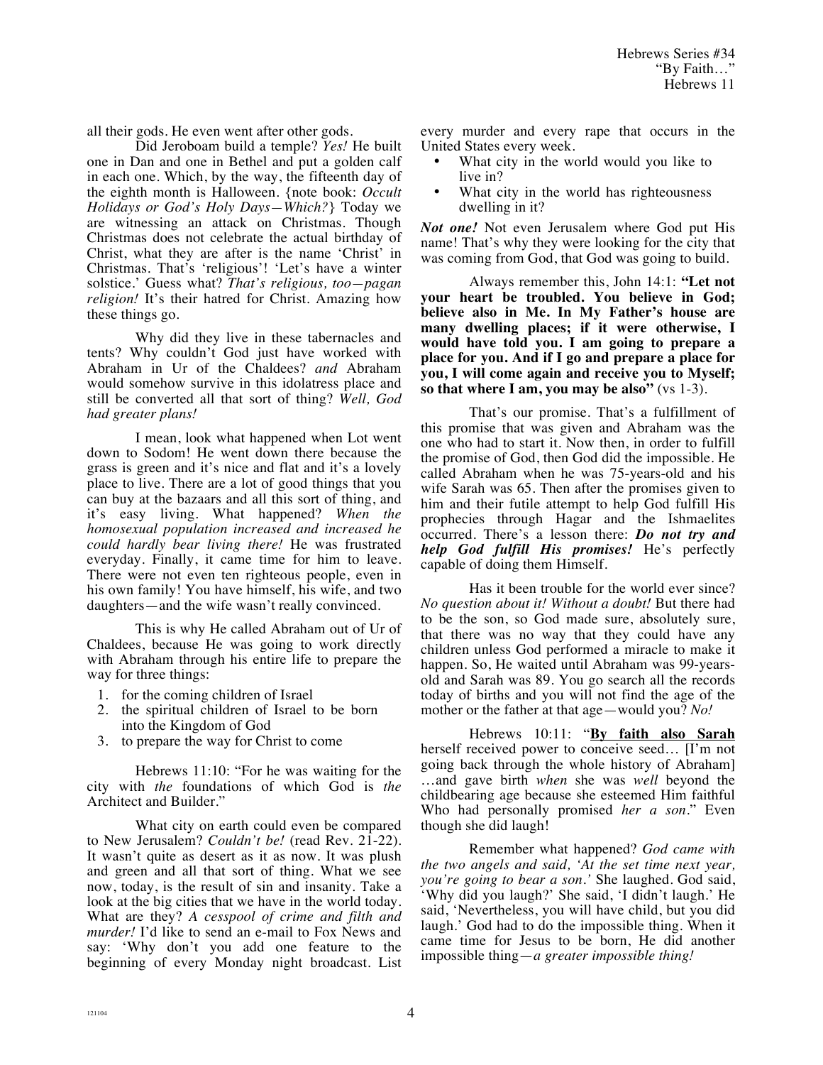all their gods. He even went after other gods.

Did Jeroboam build a temple? *Yes!* He built one in Dan and one in Bethel and put a golden calf in each one. Which, by the way, the fifteenth day of the eighth month is Halloween. {note book: *Occult Holidays or God's Holy Days—Which?*} Today we are witnessing an attack on Christmas. Though Christmas does not celebrate the actual birthday of Christ, what they are after is the name 'Christ' in Christmas. That's 'religious'! 'Let's have a winter solstice.' Guess what? *That's religious, too—pagan religion!* It's their hatred for Christ. Amazing how these things go.

Why did they live in these tabernacles and tents? Why couldn't God just have worked with Abraham in Ur of the Chaldees? *and* Abraham would somehow survive in this idolatress place and still be converted all that sort of thing? *Well, God had greater plans!*

I mean, look what happened when Lot went down to Sodom! He went down there because the grass is green and it's nice and flat and it's a lovely place to live. There are a lot of good things that you can buy at the bazaars and all this sort of thing, and it's easy living. What happened? *When the homosexual population increased and increased he could hardly bear living there!* He was frustrated everyday. Finally, it came time for him to leave. There were not even ten righteous people, even in his own family! You have himself, his wife, and two daughters—and the wife wasn't really convinced.

This is why He called Abraham out of Ur of Chaldees, because He was going to work directly with Abraham through his entire life to prepare the way for three things:

1. for the coming children of Israel
2. the spiritual children of Israel to be born into the Kingdom of God
3. to prepare the way for Christ to come

Hebrews 11:10: "For he was waiting for the city with *the* foundations of which God is *the* Architect and Builder."

What city on earth could even be compared to New Jerusalem? *Couldn't be!* (read Rev. 21-22). It wasn't quite as desert as it as now. It was plush and green and all that sort of thing. What we see now, today, is the result of sin and insanity. Take a look at the big cities that we have in the world today. What are they? *A cesspool of crime and filth and murder!* I'd like to send an e-mail to Fox News and say: 'Why don't you add one feature to the beginning of every Monday night broadcast. List every murder and every rape that occurs in the United States every week.

- What city in the world would you like to live in?
- What city in the world has righteousness dwelling in it?

***Not one!*** Not even Jerusalem where God put His name! That's why they were looking for the city that was coming from God, that God was going to build.

Always remember this, John 14:1: **"Let not your heart be troubled. You believe in God; believe also in Me. In My Father's house are many dwelling places; if it were otherwise, I would have told you. I am going to prepare a place for you. And if I go and prepare a place for you, I will come again and receive you to Myself; so that where I am, you may be also"** (vs 1-3).

That's our promise. That's a fulfillment of this promise that was given and Abraham was the one who had to start it. Now then, in order to fulfill the promise of God, then God did the impossible. He called Abraham when he was 75-years-old and his wife Sarah was 65. Then after the promises given to him and their futile attempt to help God fulfill His prophecies through Hagar and the Ishmaelites occurred. There's a lesson there: ***Do not try and help God fulfill His promises!*** He's perfectly capable of doing them Himself.

Has it been trouble for the world ever since? *No question about it! Without a doubt!* But there had to be the son, so God made sure, absolutely sure, that there was no way that they could have any children unless God performed a miracle to make it happen. So, He waited until Abraham was 99-years-old and Sarah was 89. You go search all the records today of births and you will not find the age of the mother or the father at that age—would you? *No!*

Hebrews 10:11: "**By faith also Sarah** herself received power to conceive seed… [I'm not going back through the whole history of Abraham] …and gave birth *when* she was *well* beyond the childbearing age because she esteemed Him faithful Who had personally promised *her a son*." Even though she did laugh!

Remember what happened? *God came with the two angels and said, 'At the set time next year, you're going to bear a son.'* She laughed. God said, 'Why did you laugh?' She said, 'I didn't laugh.' He said, 'Nevertheless, you will have child, but you did laugh.' God had to do the impossible thing. When it came time for Jesus to be born, He did another impossible thing—*a greater impossible thing!*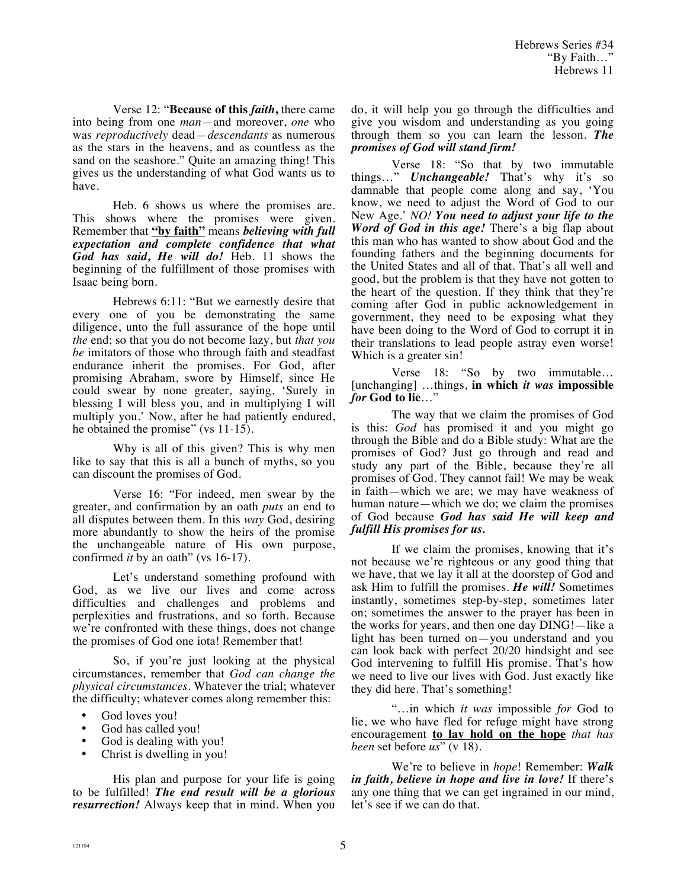Verse 12: "**Because of this *faith*,** there came into being from one *man*—and moreover, *one* who was *reproductively* dead—*descendants* as numerous as the stars in the heavens, and as countless as the sand on the seashore." Quite an amazing thing! This gives us the understanding of what God wants us to have.

Heb. 6 shows us where the promises are. This shows where the promises were given. Remember that **"by faith"** means ***believing with full expectation and complete confidence that what God has said, He will do!*** Heb. 11 shows the beginning of the fulfillment of those promises with Isaac being born.

Hebrews 6:11: "But we earnestly desire that every one of you be demonstrating the same diligence, unto the full assurance of the hope until *the* end; so that you do not become lazy, but *that you be* imitators of those who through faith and steadfast endurance inherit the promises. For God, after promising Abraham, swore by Himself, since He could swear by none greater, saying, 'Surely in blessing I will bless you, and in multiplying I will multiply you.' Now, after he had patiently endured, he obtained the promise" (vs 11-15).

Why is all of this given? This is why men like to say that this is all a bunch of myths, so you can discount the promises of God.

Verse 16: "For indeed, men swear by the greater, and confirmation by an oath *puts* an end to all disputes between them. In this *way* God, desiring more abundantly to show the heirs of the promise the unchangeable nature of His own purpose, confirmed *it* by an oath" (vs 16-17).

Let's understand something profound with God, as we live our lives and come across difficulties and challenges and problems and perplexities and frustrations, and so forth. Because we're confronted with these things, does not change the promises of God one iota! Remember that!

So, if you're just looking at the physical circumstances, remember that *God can change the physical circumstances*. Whatever the trial; whatever the difficulty; whatever comes along remember this:

- God loves you!
- God has called you!
- God is dealing with you!
- Christ is dwelling in you!

His plan and purpose for your life is going to be fulfilled! ***The end result will be a glorious resurrection!*** Always keep that in mind. When you do, it will help you go through the difficulties and give you wisdom and understanding as you going through them so you can learn the lesson. ***The promises of God will stand firm!***

Verse 18: "So that by two immutable things…" ***Unchangeable!*** That's why it's so damnable that people come along and say, 'You know, we need to adjust the Word of God to our New Age.' *NO!* ***You need to adjust your life to the Word of God in this age!*** There's a big flap about this man who has wanted to show about God and the founding fathers and the beginning documents for the United States and all of that. That's all well and good, but the problem is that they have not gotten to the heart of the question. If they think that they're coming after God in public acknowledgement in government, they need to be exposing what they have been doing to the Word of God to corrupt it in their translations to lead people astray even worse! Which is a greater sin!

Verse 18: "So by two immutable… [unchanging] …things, **in which *it was* impossible *for* God to lie**…"

The way that we claim the promises of God is this: *God* has promised it and you might go through the Bible and do a Bible study: What are the promises of God? Just go through and read and study any part of the Bible, because they're all promises of God. They cannot fail! We may be weak in faith—which we are; we may have weakness of human nature—which we do; we claim the promises of God because ***God has said He will keep and fulfill His promises for us.***

If we claim the promises, knowing that it's not because we're righteous or any good thing that we have, that we lay it all at the doorstep of God and ask Him to fulfill the promises. ***He will!*** Sometimes instantly, sometimes step-by-step, sometimes later on; sometimes the answer to the prayer has been in the works for years, and then one day DING!—like a light has been turned on—you understand and you can look back with perfect 20/20 hindsight and see God intervening to fulfill His promise. That's how we need to live our lives with God. Just exactly like they did here. That's something!

"…in which *it was* impossible *for* God to lie, we who have fled for refuge might have strong encouragement **<u>to lay hold on the hope</u>** *that has been* set before *us*" (v 18).

We're to believe in *hope*! Remember: ***Walk in faith, believe in hope and live in love!*** If there's any one thing that we can get ingrained in our mind, let's see if we can do that.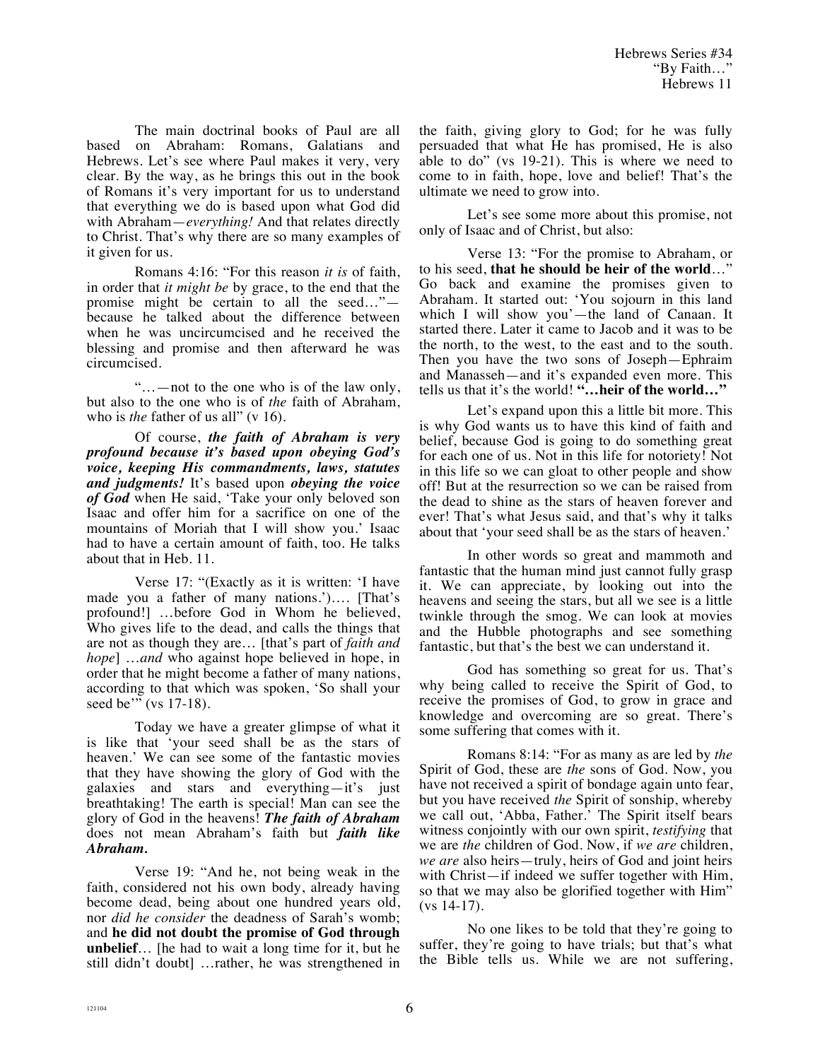The main doctrinal books of Paul are all based on Abraham: Romans, Galatians and Hebrews. Let's see where Paul makes it very, very clear. By the way, as he brings this out in the book of Romans it's very important for us to understand that everything we do is based upon what God did with Abraham—*everything!* And that relates directly to Christ. That's why there are so many examples of it given for us.

Romans 4:16: "For this reason *it is* of faith, in order that *it might be* by grace, to the end that the promise might be certain to all the seed…"—because he talked about the difference between when he was uncircumcised and he received the blessing and promise and then afterward he was circumcised.

"…—not to the one who is of the law only, but also to the one who is of *the* faith of Abraham, who is *the* father of us all" (v 16).

Of course, ***the faith of Abraham is very profound because it's based upon obeying God's voice, keeping His commandments, laws, statutes and judgments!*** It's based upon ***obeying the voice of God*** when He said, 'Take your only beloved son Isaac and offer him for a sacrifice on one of the mountains of Moriah that I will show you.' Isaac had to have a certain amount of faith, too. He talks about that in Heb. 11.

Verse 17: "(Exactly as it is written: 'I have made you a father of many nations.')…. [That's profound!] …before God in Whom he believed, Who gives life to the dead, and calls the things that are not as though they are… [that's part of *faith and hope*] …*and* who against hope believed in hope, in order that he might become a father of many nations, according to that which was spoken, 'So shall your seed be'" (vs 17-18).

Today we have a greater glimpse of what it is like that 'your seed shall be as the stars of heaven.' We can see some of the fantastic movies that they have showing the glory of God with the galaxies and stars and everything—it's just breathtaking! The earth is special! Man can see the glory of God in the heavens! ***The faith of Abraham*** does not mean Abraham's faith but ***faith like Abraham.***

Verse 19: "And he, not being weak in the faith, considered not his own body, already having become dead, being about one hundred years old, nor *did he consider* the deadness of Sarah's womb; and **he did not doubt the promise of God through unbelief**… [he had to wait a long time for it, but he still didn't doubt] …rather, he was strengthened in the faith, giving glory to God; for he was fully persuaded that what He has promised, He is also able to do" (vs 19-21). This is where we need to come to in faith, hope, love and belief! That's the ultimate we need to grow into.

Let's see some more about this promise, not only of Isaac and of Christ, but also:

Verse 13: "For the promise to Abraham, or to his seed, **that he should be heir of the world**…" Go back and examine the promises given to Abraham. It started out: 'You sojourn in this land which I will show you'—the land of Canaan. It started there. Later it came to Jacob and it was to be the north, to the west, to the east and to the south. Then you have the two sons of Joseph—Ephraim and Manasseh—and it's expanded even more. This tells us that it's the world! **"…heir of the world…"**

Let's expand upon this a little bit more. This is why God wants us to have this kind of faith and belief, because God is going to do something great for each one of us. Not in this life for notoriety! Not in this life so we can gloat to other people and show off! But at the resurrection so we can be raised from the dead to shine as the stars of heaven forever and ever! That's what Jesus said, and that's why it talks about that 'your seed shall be as the stars of heaven.'

In other words so great and mammoth and fantastic that the human mind just cannot fully grasp it. We can appreciate, by looking out into the heavens and seeing the stars, but all we see is a little twinkle through the smog. We can look at movies and the Hubble photographs and see something fantastic, but that's the best we can understand it.

God has something so great for us. That's why being called to receive the Spirit of God, to receive the promises of God, to grow in grace and knowledge and overcoming are so great. There's some suffering that comes with it.

Romans 8:14: "For as many as are led by *the* Spirit of God, these are *the* sons of God. Now, you have not received a spirit of bondage again unto fear, but you have received *the* Spirit of sonship, whereby we call out, 'Abba, Father.' The Spirit itself bears witness conjointly with our own spirit, *testifying* that we are *the* children of God. Now, if *we are* children, *we are* also heirs—truly, heirs of God and joint heirs with Christ—if indeed we suffer together with Him, so that we may also be glorified together with Him" (vs 14-17).

No one likes to be told that they're going to suffer, they're going to have trials; but that's what the Bible tells us. While we are not suffering,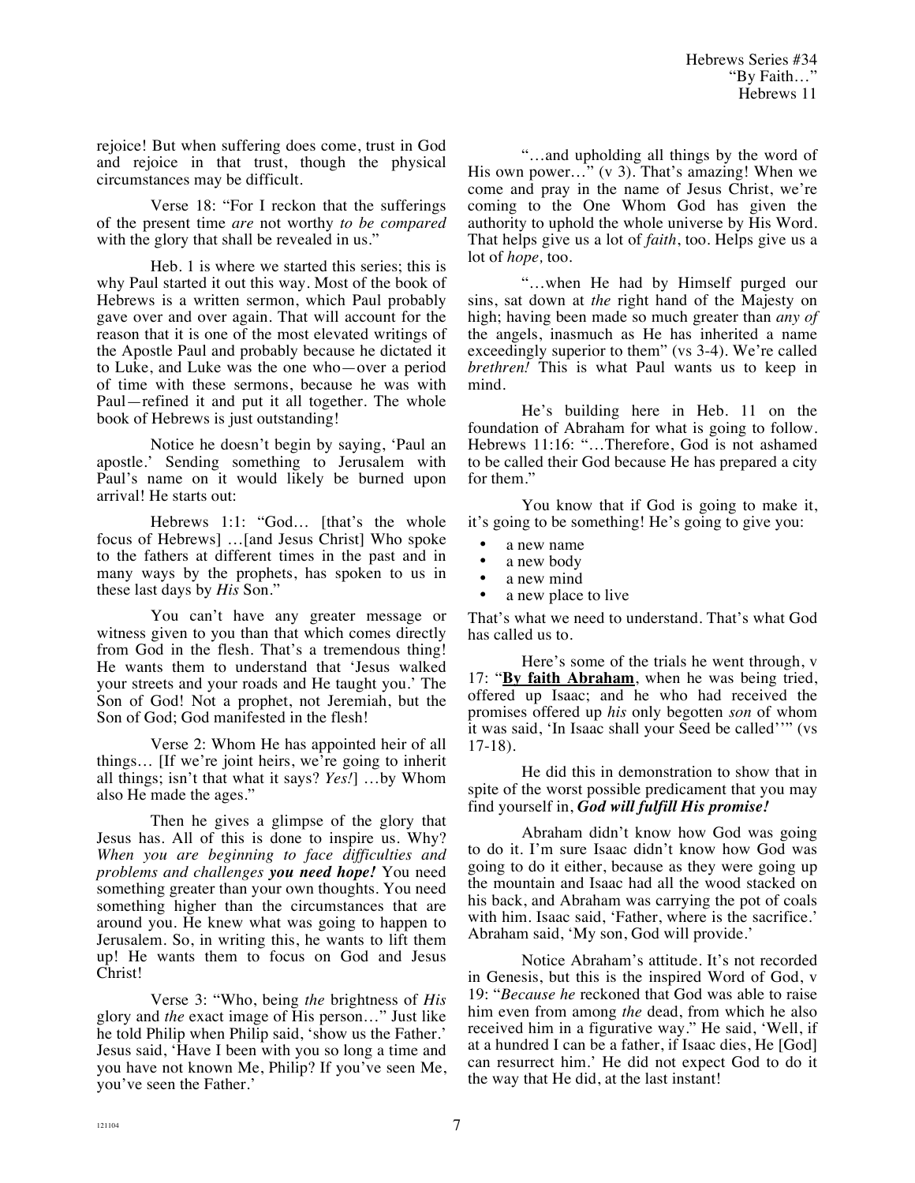rejoice! But when suffering does come, trust in God and rejoice in that trust, though the physical circumstances may be difficult.

Verse 18: "For I reckon that the sufferings of the present time *are* not worthy *to be compared* with the glory that shall be revealed in us."

Heb. 1 is where we started this series; this is why Paul started it out this way. Most of the book of Hebrews is a written sermon, which Paul probably gave over and over again. That will account for the reason that it is one of the most elevated writings of the Apostle Paul and probably because he dictated it to Luke, and Luke was the one who—over a period of time with these sermons, because he was with Paul—refined it and put it all together. The whole book of Hebrews is just outstanding!

Notice he doesn't begin by saying, 'Paul an apostle.' Sending something to Jerusalem with Paul's name on it would likely be burned upon arrival! He starts out:

Hebrews 1:1: "God… [that's the whole focus of Hebrews] …[and Jesus Christ] Who spoke to the fathers at different times in the past and in many ways by the prophets, has spoken to us in these last days by *His* Son."

You can't have any greater message or witness given to you than that which comes directly from God in the flesh. That's a tremendous thing! He wants them to understand that 'Jesus walked your streets and your roads and He taught you.' The Son of God! Not a prophet, not Jeremiah, but the Son of God; God manifested in the flesh!

Verse 2: Whom He has appointed heir of all things… [If we're joint heirs, we're going to inherit all things; isn't that what it says? *Yes!*] …by Whom also He made the ages."

Then he gives a glimpse of the glory that Jesus has. All of this is done to inspire us. Why? *When you are beginning to face difficulties and problems and challenges **you need hope!*** You need something greater than your own thoughts. You need something higher than the circumstances that are around you. He knew what was going to happen to Jerusalem. So, in writing this, he wants to lift them up! He wants them to focus on God and Jesus Christ!

Verse 3: "Who, being *the* brightness of *His* glory and *the* exact image of His person…" Just like he told Philip when Philip said, 'show us the Father.' Jesus said, 'Have I been with you so long a time and you have not known Me, Philip? If you've seen Me, you've seen the Father.'

"…and upholding all things by the word of His own power…" (v 3). That's amazing! When we come and pray in the name of Jesus Christ, we're coming to the One Whom God has given the authority to uphold the whole universe by His Word. That helps give us a lot of *faith*, too. Helps give us a lot of *hope,* too.

"…when He had by Himself purged our sins, sat down at *the* right hand of the Majesty on high; having been made so much greater than *any of* the angels, inasmuch as He has inherited a name exceedingly superior to them" (vs 3-4). We're called *brethren!* This is what Paul wants us to keep in mind.

He's building here in Heb. 11 on the foundation of Abraham for what is going to follow. Hebrews 11:16: "…Therefore, God is not ashamed to be called their God because He has prepared a city for them."

You know that if God is going to make it, it's going to be something! He's going to give you:

- a new name
- a new body
- a new mind
- a new place to live

That's what we need to understand. That's what God has called us to.

Here's some of the trials he went through, v 17: "**By faith Abraham**, when he was being tried, offered up Isaac; and he who had received the promises offered up *his* only begotten *son* of whom it was said, 'In Isaac shall your Seed be called'" (vs 17-18).

He did this in demonstration to show that in spite of the worst possible predicament that you may find yourself in, ***God will fulfill His promise!***

Abraham didn't know how God was going to do it. I'm sure Isaac didn't know how God was going to do it either, because as they were going up the mountain and Isaac had all the wood stacked on his back, and Abraham was carrying the pot of coals with him. Isaac said, 'Father, where is the sacrifice.' Abraham said, 'My son, God will provide.'

Notice Abraham's attitude. It's not recorded in Genesis, but this is the inspired Word of God, v 19: "*Because he* reckoned that God was able to raise him even from among *the* dead, from which he also received him in a figurative way." He said, 'Well, if at a hundred I can be a father, if Isaac dies, He [God] can resurrect him.' He did not expect God to do it the way that He did, at the last instant!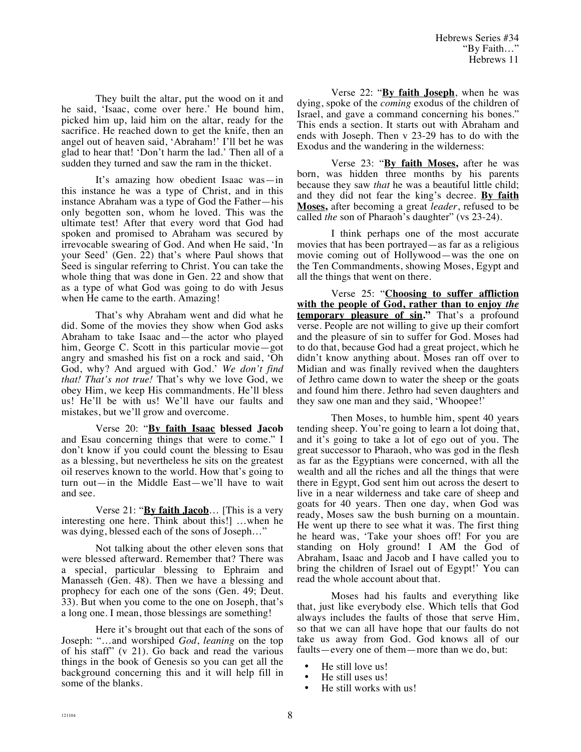They built the altar, put the wood on it and he said, 'Isaac, come over here.' He bound him, picked him up, laid him on the altar, ready for the sacrifice. He reached down to get the knife, then an angel out of heaven said, 'Abraham!' I'll bet he was glad to hear that! 'Don't harm the lad.' Then all of a sudden they turned and saw the ram in the thicket.

It's amazing how obedient Isaac was—in this instance he was a type of Christ, and in this instance Abraham was a type of God the Father—his only begotten son, whom he loved. This was the ultimate test! After that every word that God had spoken and promised to Abraham was secured by irrevocable swearing of God. And when He said, 'In your Seed' (Gen. 22) that's where Paul shows that Seed is singular referring to Christ. You can take the whole thing that was done in Gen. 22 and show that as a type of what God was going to do with Jesus when He came to the earth. Amazing!

That's why Abraham went and did what he did. Some of the movies they show when God asks Abraham to take Isaac and—the actor who played him, George C. Scott in this particular movie—got angry and smashed his fist on a rock and said, 'Oh God, why? And argued with God.' *We don't find that! That's not true!* That's why we love God, we obey Him, we keep His commandments. He'll bless us! He'll be with us! We'll have our faults and mistakes, but we'll grow and overcome.

Verse 20: "**<u>By faith Isaac</u> blessed Jacob** and Esau concerning things that were to come." I don't know if you could count the blessing to Esau as a blessing, but nevertheless he sits on the greatest oil reserves known to the world. How that's going to turn out—in the Middle East—we'll have to wait and see.

Verse 21: "**<u>By faith Jacob</u>**… [This is a very interesting one here. Think about this!] …when he was dying, blessed each of the sons of Joseph…"

Not talking about the other eleven sons that were blessed afterward. Remember that? There was a special, particular blessing to Ephraim and Manasseh (Gen. 48). Then we have a blessing and prophecy for each one of the sons (Gen. 49; Deut. 33). But when you come to the one on Joseph, that's a long one. I mean, those blessings are something!

Here it's brought out that each of the sons of Joseph: "…and worshiped *God*, *leaning* on the top of his staff" (v 21). Go back and read the various things in the book of Genesis so you can get all the background concerning this and it will help fill in some of the blanks.

Verse 22: "**<u>By faith Joseph</u>**, when he was dying, spoke of the *coming* exodus of the children of Israel, and gave a command concerning his bones." This ends a section. It starts out with Abraham and ends with Joseph. Then v 23-29 has to do with the Exodus and the wandering in the wilderness:

Verse 23: "**<u>By faith Moses,</u>** after he was born, was hidden three months by his parents because they saw *that* he was a beautiful little child; and they did not fear the king's decree. **<u>By faith Moses,</u>** after becoming a great *leader*, refused to be called *the* son of Pharaoh's daughter" (vs 23-24).

I think perhaps one of the most accurate movies that has been portrayed—as far as a religious movie coming out of Hollywood—was the one on the Ten Commandments, showing Moses, Egypt and all the things that went on there.

Verse 25: "**<u>Choosing to suffer affliction with the people of God, rather than to enjoy *the* temporary pleasure of sin</u>.**" That's a profound verse. People are not willing to give up their comfort and the pleasure of sin to suffer for God. Moses had to do that, because God had a great project, which he didn't know anything about. Moses ran off over to Midian and was finally revived when the daughters of Jethro came down to water the sheep or the goats and found him there. Jethro had seven daughters and they saw one man and they said, 'Whoopee!'

Then Moses, to humble him, spent 40 years tending sheep. You're going to learn a lot doing that, and it's going to take a lot of ego out of you. The great successor to Pharaoh, who was god in the flesh as far as the Egyptians were concerned, with all the wealth and all the riches and all the things that were there in Egypt, God sent him out across the desert to live in a near wilderness and take care of sheep and goats for 40 years. Then one day, when God was ready, Moses saw the bush burning on a mountain. He went up there to see what it was. The first thing he heard was, 'Take your shoes off! For you are standing on Holy ground! I AM the God of Abraham, Isaac and Jacob and I have called you to bring the children of Israel out of Egypt!' You can read the whole account about that.

Moses had his faults and everything like that, just like everybody else. Which tells that God always includes the faults of those that serve Him, so that we can all have hope that our faults do not take us away from God. God knows all of our faults—every one of them—more than we do, but:

- He still love us!
- He still uses us!
- He still works with us!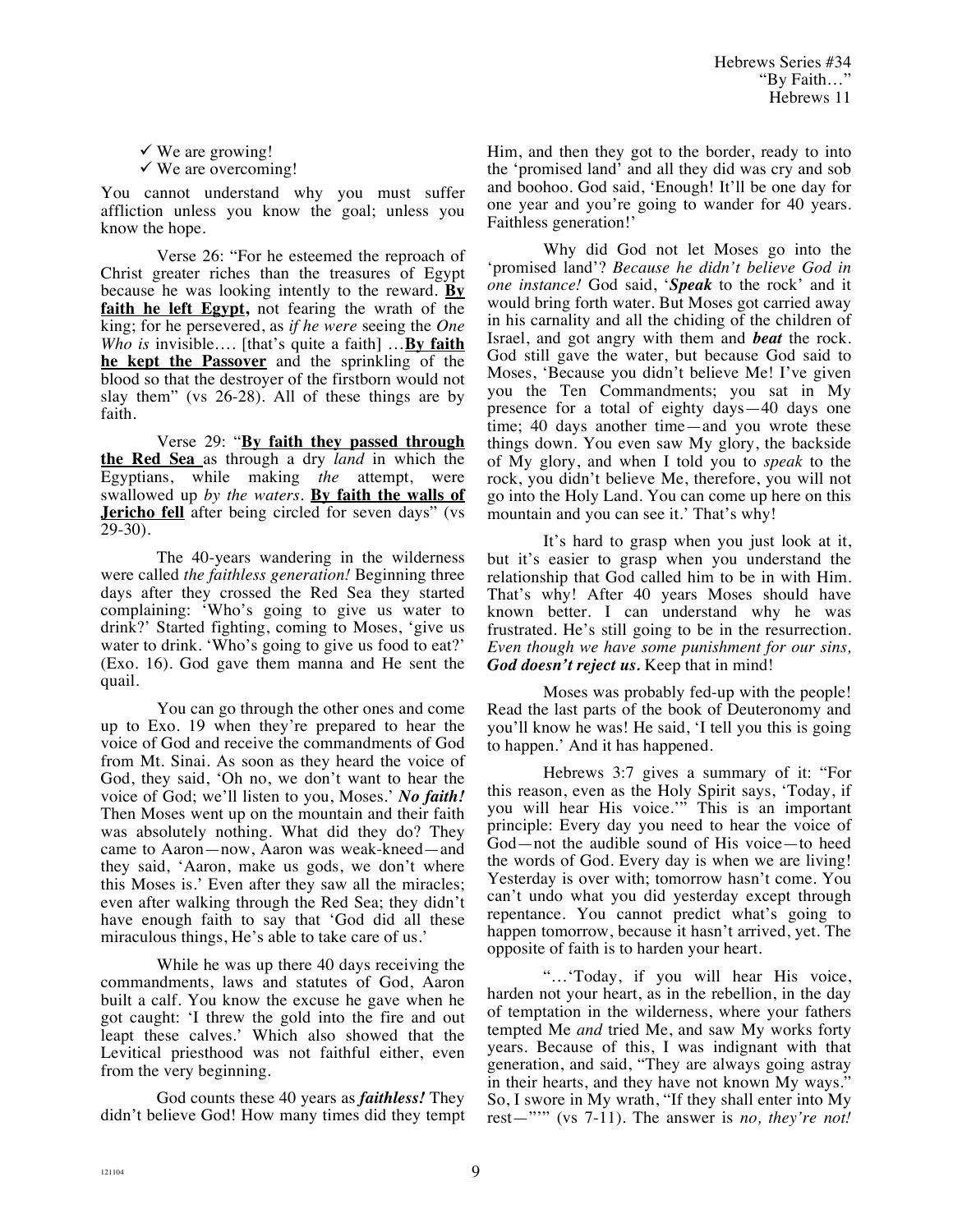- ✓ We are growing!
- ✓ We are overcoming!

You cannot understand why you must suffer affliction unless you know the goal; unless you know the hope.

Verse 26: "For he esteemed the reproach of Christ greater riches than the treasures of Egypt because he was looking intently to the reward. **By faith he left Egypt,** not fearing the wrath of the king; for he persevered, as *if he were* seeing the *One Who is* invisible…. [that's quite a faith] …**By faith he kept the Passover** and the sprinkling of the blood so that the destroyer of the firstborn would not slay them" (vs 26-28). All of these things are by faith.

Verse 29: "**By faith they passed through the Red Sea** as through a dry *land* in which the Egyptians, while making *the* attempt, were swallowed up *by the waters*. **By faith the walls of Jericho fell** after being circled for seven days" (vs 29-30).

The 40-years wandering in the wilderness were called *the faithless generation!* Beginning three days after they crossed the Red Sea they started complaining: 'Who's going to give us water to drink?' Started fighting, coming to Moses, 'give us water to drink. 'Who's going to give us food to eat?' (Exo. 16). God gave them manna and He sent the quail.

You can go through the other ones and come up to Exo. 19 when they're prepared to hear the voice of God and receive the commandments of God from Mt. Sinai. As soon as they heard the voice of God, they said, 'Oh no, we don't want to hear the voice of God; we'll listen to you, Moses.' ***No faith!*** Then Moses went up on the mountain and their faith was absolutely nothing. What did they do? They came to Aaron—now, Aaron was weak-kneed—and they said, 'Aaron, make us gods, we don't where this Moses is.' Even after they saw all the miracles; even after walking through the Red Sea; they didn't have enough faith to say that 'God did all these miraculous things, He's able to take care of us.'

While he was up there 40 days receiving the commandments, laws and statutes of God, Aaron built a calf. You know the excuse he gave when he got caught: 'I threw the gold into the fire and out leapt these calves.' Which also showed that the Levitical priesthood was not faithful either, even from the very beginning.

God counts these 40 years as ***faithless!*** They didn't believe God! How many times did they tempt Him, and then they got to the border, ready to into the 'promised land' and all they did was cry and sob and boohoo. God said, 'Enough! It'll be one day for one year and you're going to wander for 40 years. Faithless generation!'

Why did God not let Moses go into the 'promised land'? *Because he didn't believe God in one instance!* God said, '***Speak*** to the rock' and it would bring forth water. But Moses got carried away in his carnality and all the chiding of the children of Israel, and got angry with them and ***beat*** the rock. God still gave the water, but because God said to Moses, 'Because you didn't believe Me! I've given you the Ten Commandments; you sat in My presence for a total of eighty days—40 days one time; 40 days another time—and you wrote these things down. You even saw My glory, the backside of My glory, and when I told you to *speak* to the rock, you didn't believe Me, therefore, you will not go into the Holy Land. You can come up here on this mountain and you can see it.' That's why!

It's hard to grasp when you just look at it, but it's easier to grasp when you understand the relationship that God called him to be in with Him. That's why! After 40 years Moses should have known better. I can understand why he was frustrated. He's still going to be in the resurrection. *Even though we have some punishment for our sins,* ***God doesn't reject us.*** Keep that in mind!

Moses was probably fed-up with the people! Read the last parts of the book of Deuteronomy and you'll know he was! He said, 'I tell you this is going to happen.' And it has happened.

Hebrews 3:7 gives a summary of it: "For this reason, even as the Holy Spirit says, 'Today, if you will hear His voice.'" This is an important principle: Every day you need to hear the voice of God—not the audible sound of His voice—to heed the words of God. Every day is when we are living! Yesterday is over with; tomorrow hasn't come. You can't undo what you did yesterday except through repentance. You cannot predict what's going to happen tomorrow, because it hasn't arrived, yet. The opposite of faith is to harden your heart.

"…'Today, if you will hear His voice, harden not your heart, as in the rebellion, in the day of temptation in the wilderness, where your fathers tempted Me *and* tried Me, and saw My works forty years. Because of this, I was indignant with that generation, and said, "They are always going astray in their hearts, and they have not known My ways." So, I swore in My wrath, "If they shall enter into My rest—"'" (vs 7-11). The answer is *no, they're not!*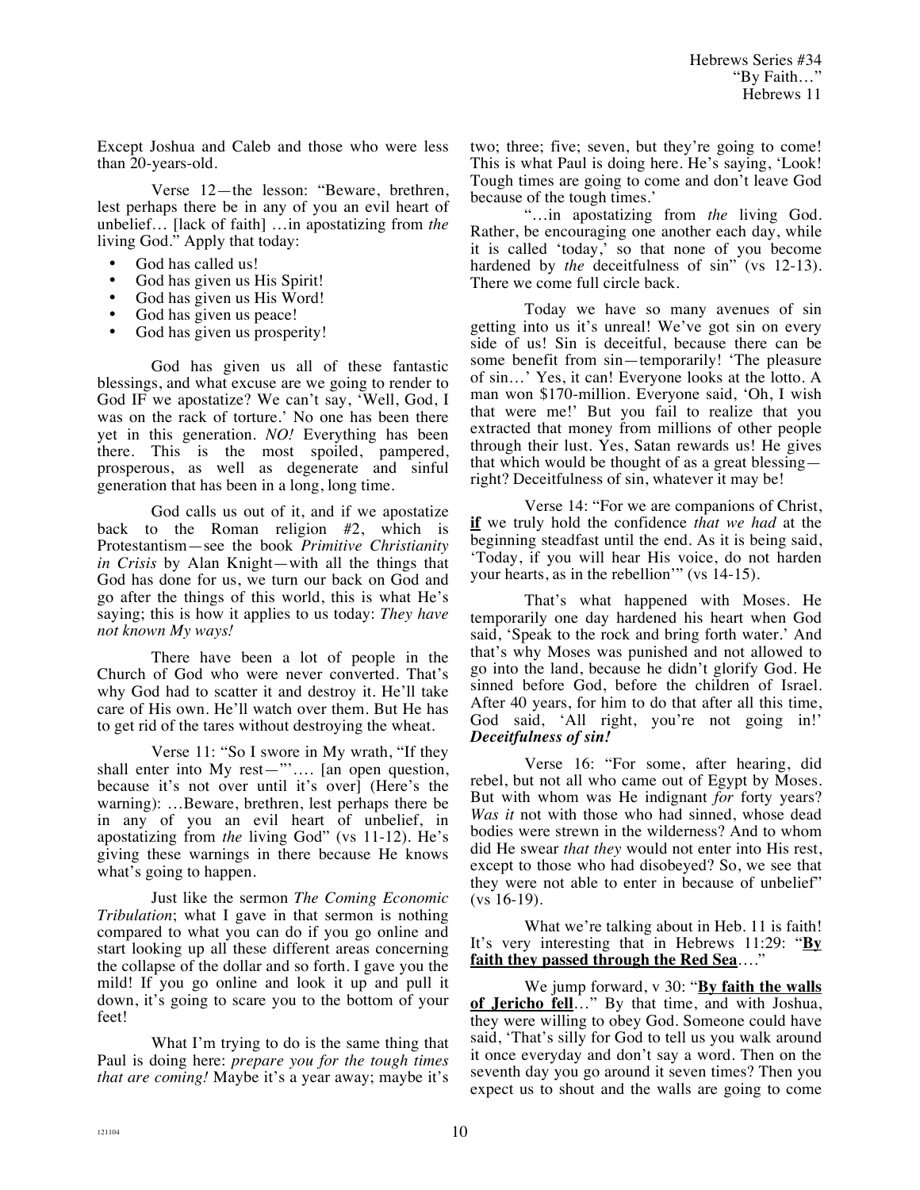Except Joshua and Caleb and those who were less than 20-years-old.

Verse 12—the lesson: "Beware, brethren, lest perhaps there be in any of you an evil heart of unbelief… [lack of faith] …in apostatizing from *the* living God." Apply that today:

- God has called us!
- God has given us His Spirit!
- God has given us His Word!
- God has given us peace!
- God has given us prosperity!

God has given us all of these fantastic blessings, and what excuse are we going to render to God IF we apostatize? We can't say, 'Well, God, I was on the rack of torture.' No one has been there yet in this generation. *NO!* Everything has been there. This is the most spoiled, pampered, prosperous, as well as degenerate and sinful generation that has been in a long, long time.

God calls us out of it, and if we apostatize back to the Roman religion #2, which is Protestantism—see the book *Primitive Christianity in Crisis* by Alan Knight—with all the things that God has done for us, we turn our back on God and go after the things of this world, this is what He's saying; this is how it applies to us today: *They have not known My ways!*

There have been a lot of people in the Church of God who were never converted. That's why God had to scatter it and destroy it. He'll take care of His own. He'll watch over them. But He has to get rid of the tares without destroying the wheat.

Verse 11: "So I swore in My wrath, "If they shall enter into My rest—"'…. [an open question, because it's not over until it's over] (Here's the warning): …Beware, brethren, lest perhaps there be in any of you an evil heart of unbelief, in apostatizing from *the* living God" (vs 11-12). He's giving these warnings in there because He knows what's going to happen.

Just like the sermon *The Coming Economic Tribulation*; what I gave in that sermon is nothing compared to what you can do if you go online and start looking up all these different areas concerning the collapse of the dollar and so forth. I gave you the mild! If you go online and look it up and pull it down, it's going to scare you to the bottom of your feet!

What I'm trying to do is the same thing that Paul is doing here: *prepare you for the tough times that are coming!* Maybe it's a year away; maybe it's two; three; five; seven, but they're going to come! This is what Paul is doing here. He's saying, 'Look! Tough times are going to come and don't leave God because of the tough times.'

"…in apostatizing from *the* living God. Rather, be encouraging one another each day, while it is called 'today,' so that none of you become hardened by *the* deceitfulness of sin" (vs 12-13). There we come full circle back.

Today we have so many avenues of sin getting into us it's unreal! We've got sin on every side of us! Sin is deceitful, because there can be some benefit from sin—temporarily! 'The pleasure of sin…' Yes, it can! Everyone looks at the lotto. A man won $170-million. Everyone said, 'Oh, I wish that were me!' But you fail to realize that you extracted that money from millions of other people through their lust. Yes, Satan rewards us! He gives that which would be thought of as a great blessing—right? Deceitfulness of sin, whatever it may be!

Verse 14: "For we are companions of Christ, **if** we truly hold the confidence *that we had* at the beginning steadfast until the end. As it is being said, 'Today, if you will hear His voice, do not harden your hearts, as in the rebellion'" (vs 14-15).

That's what happened with Moses. He temporarily one day hardened his heart when God said, 'Speak to the rock and bring forth water.' And that's why Moses was punished and not allowed to go into the land, because he didn't glorify God. He sinned before God, before the children of Israel. After 40 years, for him to do that after all this time, God said, 'All right, you're not going in!' ***Deceitfulness of sin!***

Verse 16: "For some, after hearing, did rebel, but not all who came out of Egypt by Moses. But with whom was He indignant *for* forty years? *Was it* not with those who had sinned, whose dead bodies were strewn in the wilderness? And to whom did He swear *that they* would not enter into His rest, except to those who had disobeyed? So, we see that they were not able to enter in because of unbelief" (vs 16-19).

What we're talking about in Heb. 11 is faith! It's very interesting that in Hebrews 11:29: "**By faith they passed through the Red Sea**…."

We jump forward, v 30: "**By faith the walls of Jericho fell**…" By that time, and with Joshua, they were willing to obey God. Someone could have said, 'That's silly for God to tell us you walk around it once everyday and don't say a word. Then on the seventh day you go around it seven times? Then you expect us to shout and the walls are going to come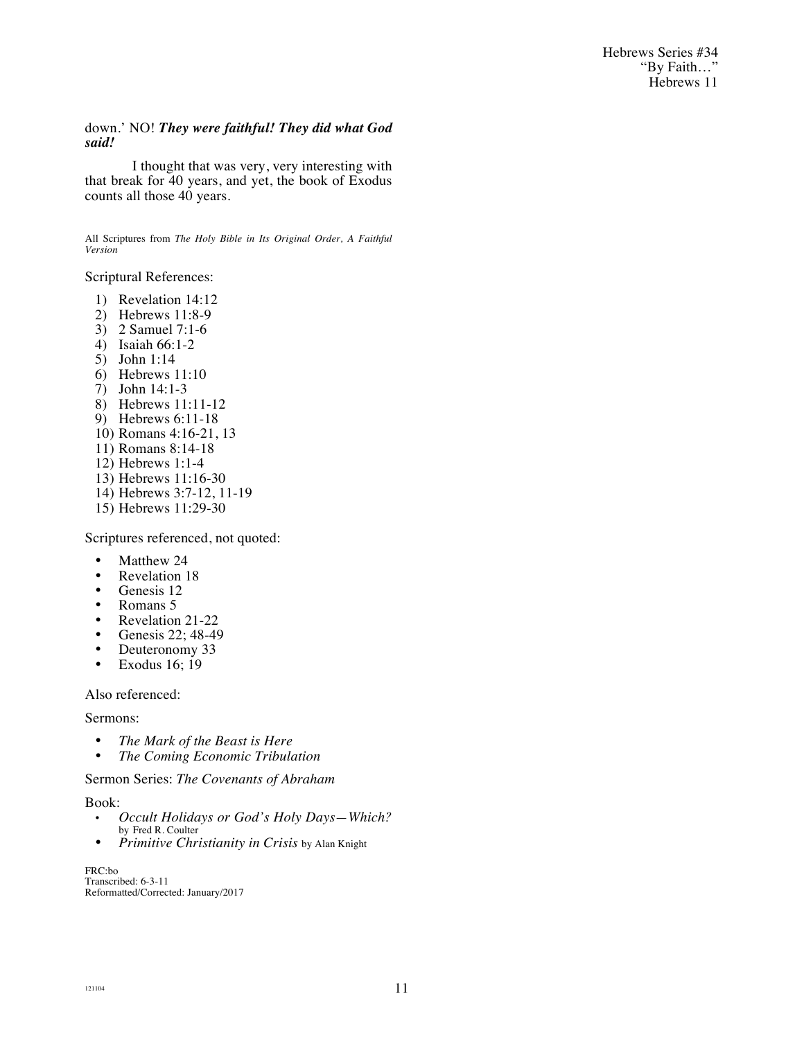down.' NO! ***They were faithful! They did what God said!***

I thought that was very, very interesting with that break for 40 years, and yet, the book of Exodus counts all those 40 years.

All Scriptures from *The Holy Bible in Its Original Order, A Faithful Version*

Scriptural References:

1) Revelation 14:12
2) Hebrews 11:8-9
3) 2 Samuel 7:1-6
4) Isaiah 66:1-2
5) John 1:14
6) Hebrews 11:10
7) John 14:1-3
8) Hebrews 11:11-12
9) Hebrews 6:11-18
10) Romans 4:16-21, 13
11) Romans 8:14-18
12) Hebrews 1:1-4
13) Hebrews 11:16-30
14) Hebrews 3:7-12, 11-19
15) Hebrews 11:29-30

Scriptures referenced, not quoted:

- Matthew 24
- Revelation 18
- Genesis 12
- Romans 5
- Revelation 21-22
- Genesis 22; 48-49
- Deuteronomy 33
- Exodus 16; 19

Also referenced:

Sermons:

- *The Mark of the Beast is Here*
- *The Coming Economic Tribulation*

Sermon Series: *The Covenants of Abraham*

Book:

- *Occult Holidays or God's Holy Days—Which?* by Fred R. Coulter
- *Primitive Christianity in Crisis* by Alan Knight

FRC:bo
Transcribed: 6-3-11
Reformatted/Corrected: January/2017